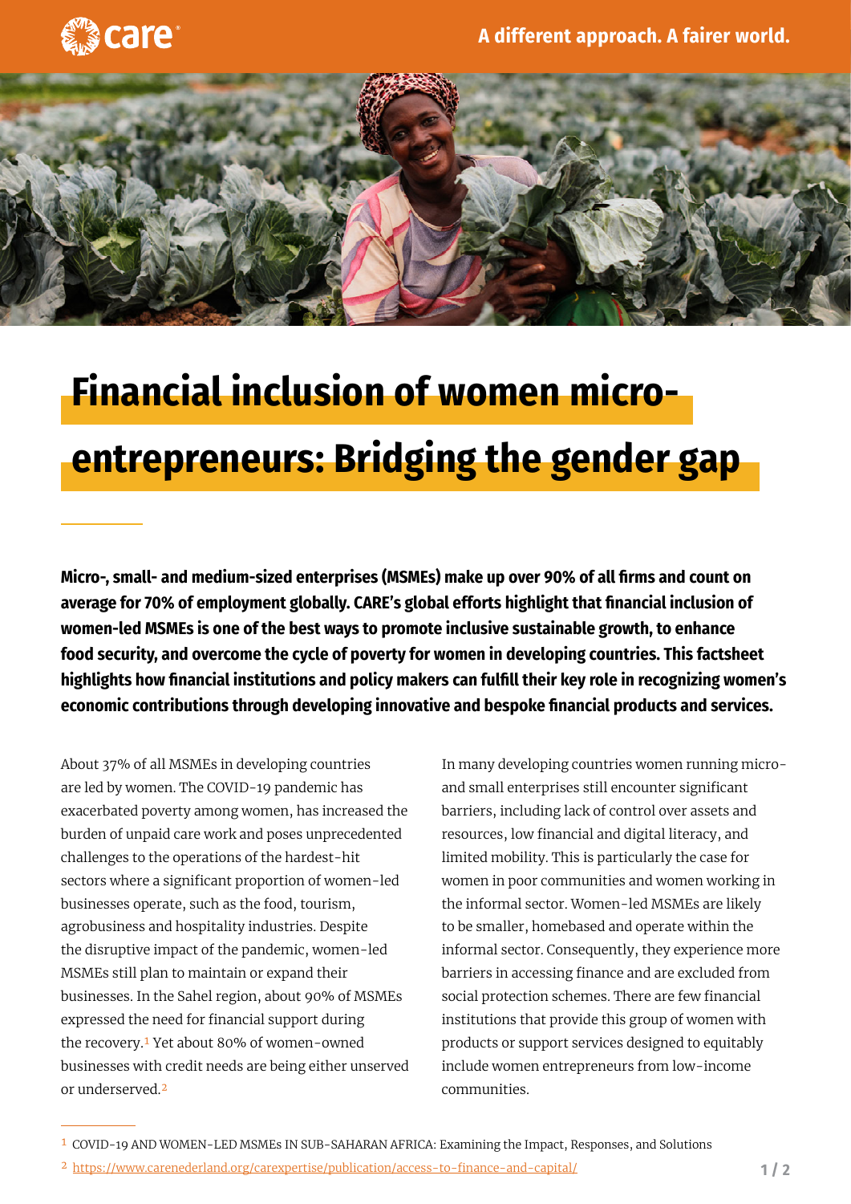# Financial inclusion of women micro-entrepreneurs: Bridging the gender gap

**Micro-, small- and medium-sized enterprises (MSMEs) make up over 90% of all firms and count on average for 70% of employment globally. CARE's global efforts highlight that financial inclusion of women-led MSMEs is one of the best ways to promote inclusive sustainable growth, to enhance food security, and overcome the cycle of poverty for women in developing countries. This factsheet highlights how financial institutions and policy makers can fulfill their key role in recognizing women's economic contributions through developing innovative and bespoke financial products and services.**

About 37% of all MSMEs in developing countries are led by women. The COVID-19 pandemic has exacerbated poverty among women, has increased the burden of unpaid care work and poses unprecedented challenges to the operations of the hardest-hit sectors where a significant proportion of women-led businesses operate, such as the food, tourism, agrobusiness and hospitality industries. Despite the disruptive impact of the pandemic, women-led MSMEs still plan to maintain or expand their businesses. In the Sahel region, about 90% of MSMEs expressed the need for financial support during the recovery.[1] Yet about 80% of women-owned businesses with credit needs are being either unserved or underserved.[2]

In many developing countries women running micro- and small enterprises still encounter significant barriers, including lack of control over assets and resources, low financial and digital literacy, and limited mobility. This is particularly the case for women in poor communities and women working in the informal sector. Women-led MSMEs are likely to be smaller, homebased and operate within the informal sector. Consequently, they experience more barriers in accessing finance and are excluded from social protection schemes. There are few financial institutions that provide this group of women with products or support services designed to equitably include women entrepreneurs from low-income communities.

---

[1] COVID-19 AND WOMEN-LED MSMEs IN SUB-SAHARAN AFRICA: Examining the Impact, Responses, and Solutions

[2] https://www.carenederland.org/carexpertise/publication/access-to-finance-and-capital/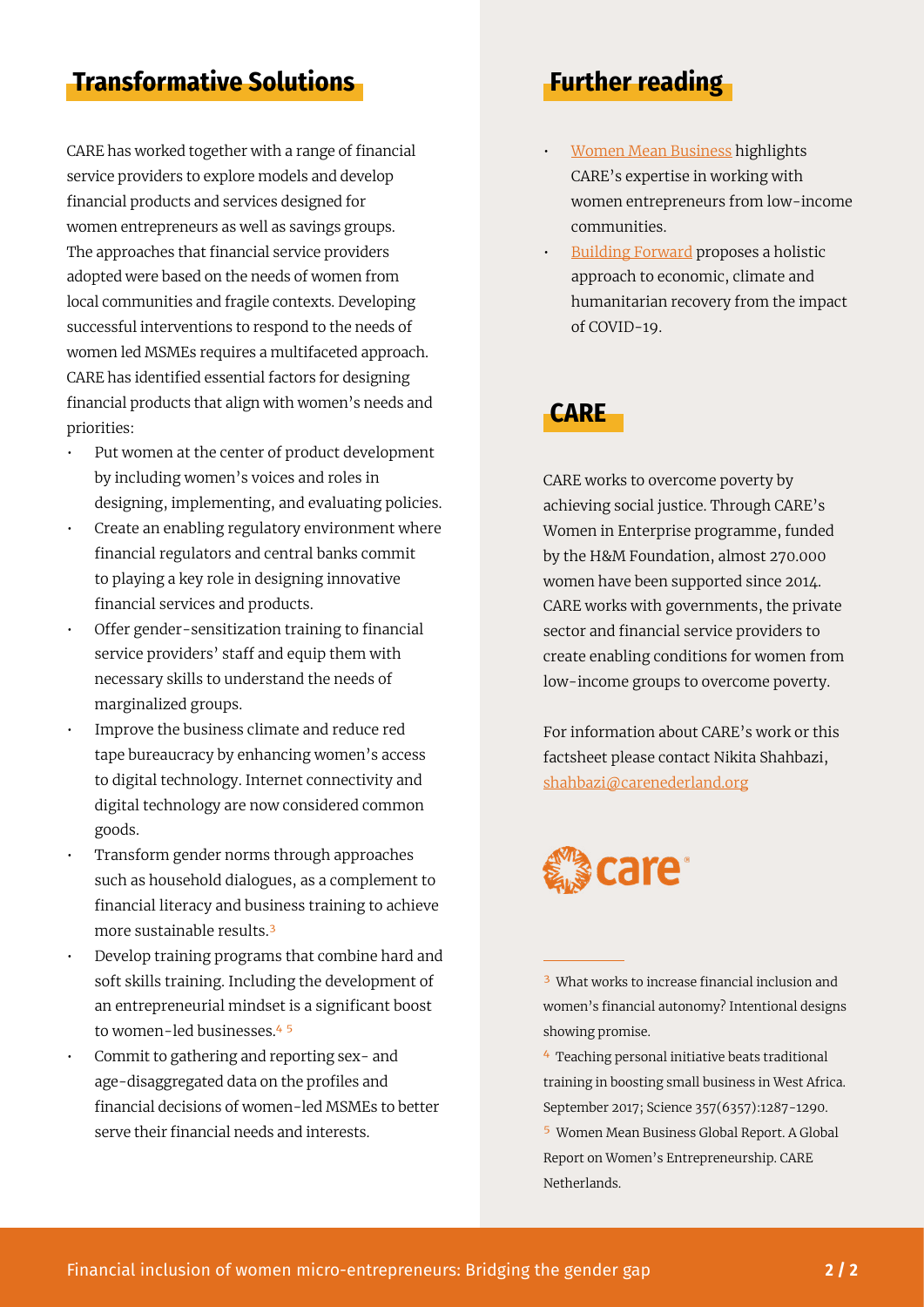## Transformative Solutions

CARE has worked together with a range of financial service providers to explore models and develop financial products and services designed for women entrepreneurs as well as savings groups. The approaches that financial service providers adopted were based on the needs of women from local communities and fragile contexts. Developing successful interventions to respond to the needs of women led MSMEs requires a multifaceted approach. CARE has identified essential factors for designing financial products that align with women's needs and priorities:

- Put women at the center of product development by including women's voices and roles in designing, implementing, and evaluating policies.
- Create an enabling regulatory environment where financial regulators and central banks commit to playing a key role in designing innovative financial services and products.
- Offer gender-sensitization training to financial service providers' staff and equip them with necessary skills to understand the needs of marginalized groups.
- Improve the business climate and reduce red tape bureaucracy by enhancing women's access to digital technology. Internet connectivity and digital technology are now considered common goods.
- Transform gender norms through approaches such as household dialogues, as a complement to financial literacy and business training to achieve more sustainable results.[3]
- Develop training programs that combine hard and soft skills training. Including the development of an entrepreneurial mindset is a significant boost to women-led businesses.[4] [5]
- Commit to gathering and reporting sex- and age-disaggregated data on the profiles and financial decisions of women-led MSMEs to better serve their financial needs and interests.

## Further reading

- [Women Mean Business] highlights CARE's expertise in working with women entrepreneurs from low-income communities.
- [Building Forward] proposes a holistic approach to economic, climate and humanitarian recovery from the impact of COVID-19.

## CARE

CARE works to overcome poverty by achieving social justice. Through CARE's Women in Enterprise programme, funded by the H&M Foundation, almost 270.000 women have been supported since 2014. CARE works with governments, the private sector and financial service providers to create enabling conditions for women from low-income groups to overcome poverty.

For information about CARE's work or this factsheet please contact Nikita Shahbazi, shahbazi@carenederland.org

care

---

[3] What works to increase financial inclusion and women's financial autonomy? Intentional designs showing promise.

[4] Teaching personal initiative beats traditional training in boosting small business in West Africa. September 2017; Science 357(6357):1287-1290.

[5] Women Mean Business Global Report. A Global Report on Women's Entrepreneurship. CARE Netherlands.